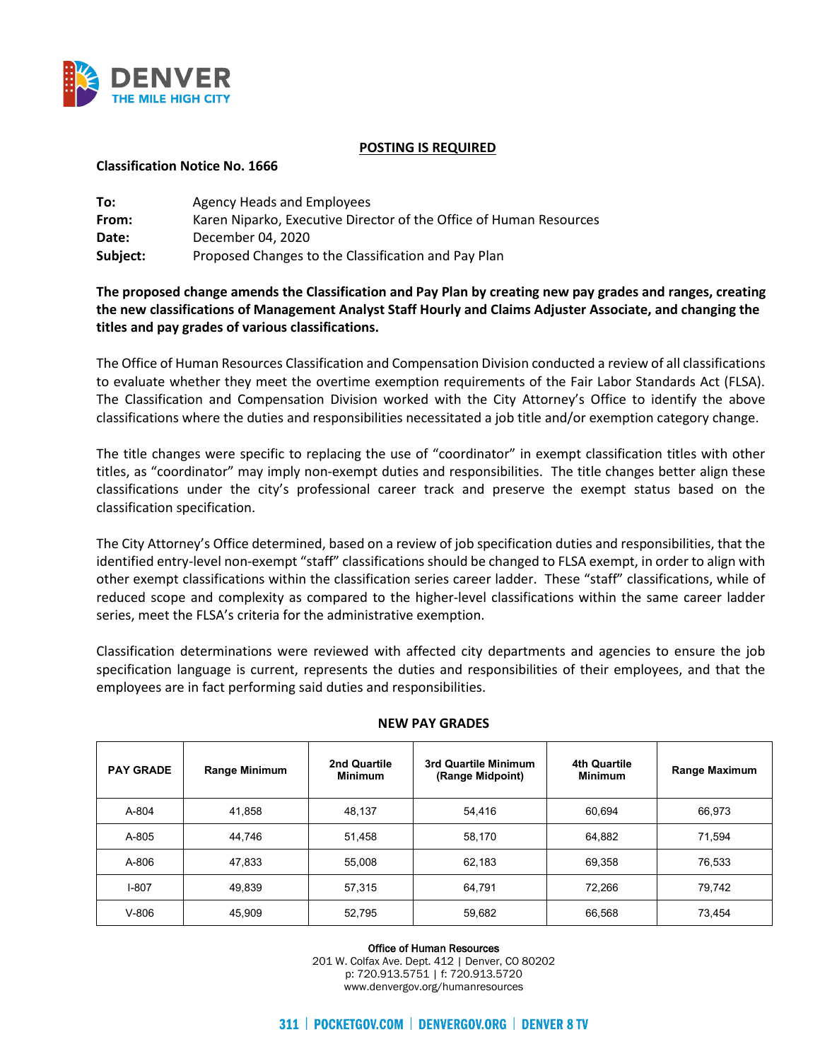**POSTING IS REQUIRED**

**Classification Notice No. 1666**

**To:** Agency Heads and Employees
**From:** Karen Niparko, Executive Director of the Office of Human Resources
**Date:** December 04, 2020
**Subject:** Proposed Changes to the Classification and Pay Plan

**The proposed change amends the Classification and Pay Plan by creating new pay grades and ranges, creating the new classifications of Management Analyst Staff Hourly and Claims Adjuster Associate, and changing the titles and pay grades of various classifications.**

The Office of Human Resources Classification and Compensation Division conducted a review of all classifications to evaluate whether they meet the overtime exemption requirements of the Fair Labor Standards Act (FLSA). The Classification and Compensation Division worked with the City Attorney's Office to identify the above classifications where the duties and responsibilities necessitated a job title and/or exemption category change.

The title changes were specific to replacing the use of "coordinator" in exempt classification titles with other titles, as "coordinator" may imply non-exempt duties and responsibilities. The title changes better align these classifications under the city's professional career track and preserve the exempt status based on the classification specification.

The City Attorney's Office determined, based on a review of job specification duties and responsibilities, that the identified entry-level non-exempt "staff" classifications should be changed to FLSA exempt, in order to align with other exempt classifications within the classification series career ladder. These "staff" classifications, while of reduced scope and complexity as compared to the higher-level classifications within the same career ladder series, meet the FLSA's criteria for the administrative exemption.

Classification determinations were reviewed with affected city departments and agencies to ensure the job specification language is current, represents the duties and responsibilities of their employees, and that the employees are in fact performing said duties and responsibilities.

**NEW PAY GRADES**

| PAY GRADE | Range Minimum | 2nd Quartile Minimum | 3rd Quartile Minimum (Range Midpoint) | 4th Quartile Minimum | Range Maximum |
|---|---|---|---|---|---|
| A-804 | 41,858 | 48,137 | 54,416 | 60,694 | 66,973 |
| A-805 | 44,746 | 51,458 | 58,170 | 64,882 | 71,594 |
| A-806 | 47,833 | 55,008 | 62,183 | 69,358 | 76,533 |
| I-807 | 49,839 | 57,315 | 64,791 | 72,266 | 79,742 |
| V-806 | 45,909 | 52,795 | 59,682 | 66,568 | 73,454 |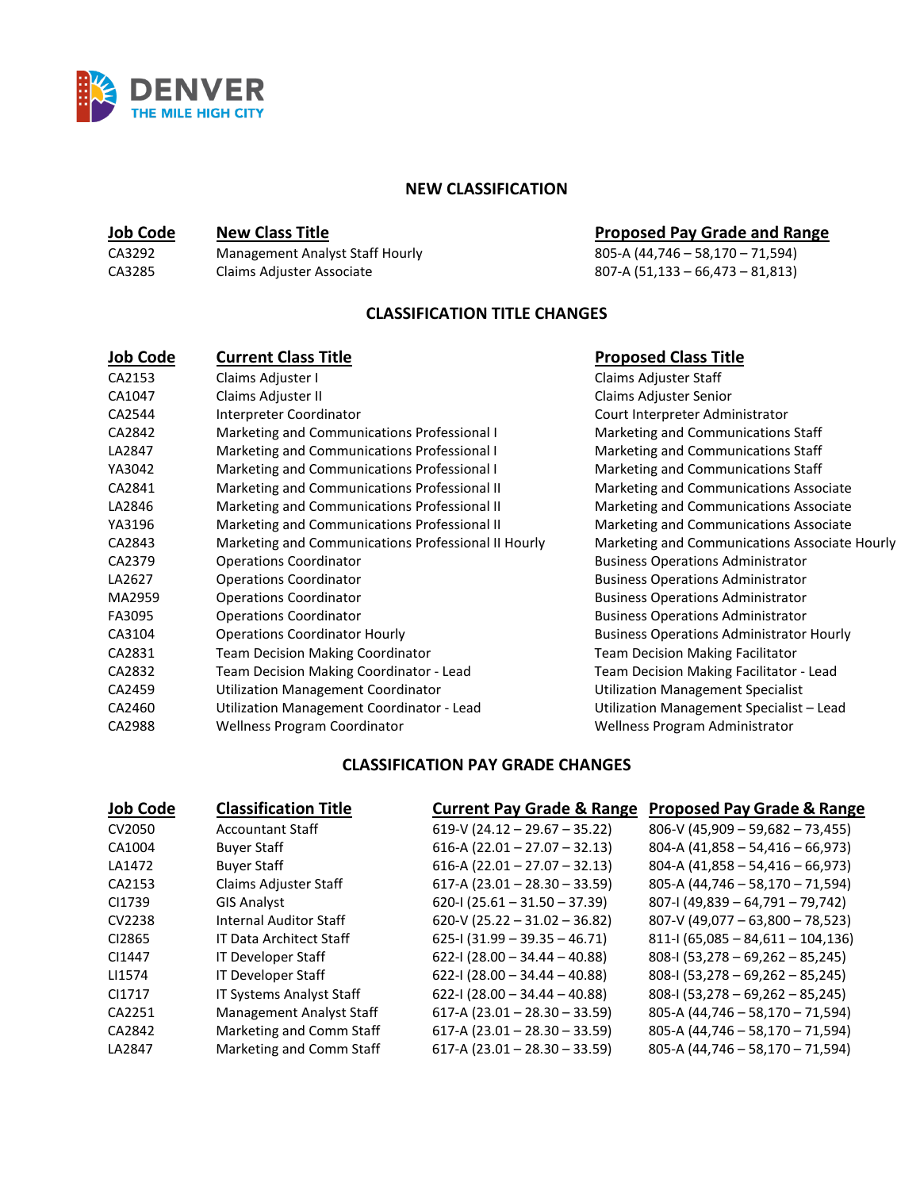## NEW CLASSIFICATION

| Job Code | New Class Title | Proposed Pay Grade and Range |
|---|---|---|
| CA3292 | Management Analyst Staff Hourly | 805-A (44,746 – 58,170 – 71,594) |
| CA3285 | Claims Adjuster Associate | 807-A (51,133 – 66,473 – 81,813) |

## CLASSIFICATION TITLE CHANGES

| Job Code | Current Class Title | Proposed Class Title |
|---|---|---|
| CA2153 | Claims Adjuster I | Claims Adjuster Staff |
| CA1047 | Claims Adjuster II | Claims Adjuster Senior |
| CA2544 | Interpreter Coordinator | Court Interpreter Administrator |
| CA2842 | Marketing and Communications Professional I | Marketing and Communications Staff |
| LA2847 | Marketing and Communications Professional I | Marketing and Communications Staff |
| YA3042 | Marketing and Communications Professional I | Marketing and Communications Staff |
| CA2841 | Marketing and Communications Professional II | Marketing and Communications Associate |
| LA2846 | Marketing and Communications Professional II | Marketing and Communications Associate |
| YA3196 | Marketing and Communications Professional II | Marketing and Communications Associate |
| CA2843 | Marketing and Communications Professional II Hourly | Marketing and Communications Associate Hourly |
| CA2379 | Operations Coordinator | Business Operations Administrator |
| LA2627 | Operations Coordinator | Business Operations Administrator |
| MA2959 | Operations Coordinator | Business Operations Administrator |
| FA3095 | Operations Coordinator | Business Operations Administrator |
| CA3104 | Operations Coordinator Hourly | Business Operations Administrator Hourly |
| CA2831 | Team Decision Making Coordinator | Team Decision Making Facilitator |
| CA2832 | Team Decision Making Coordinator - Lead | Team Decision Making Facilitator - Lead |
| CA2459 | Utilization Management Coordinator | Utilization Management Specialist |
| CA2460 | Utilization Management Coordinator - Lead | Utilization Management Specialist – Lead |
| CA2988 | Wellness Program Coordinator | Wellness Program Administrator |

## CLASSIFICATION PAY GRADE CHANGES

| Job Code | Classification Title | Current Pay Grade & Range | Proposed Pay Grade & Range |
|---|---|---|---|
| CV2050 | Accountant Staff | 619-V (24.12 – 29.67 – 35.22) | 806-V (45,909 – 59,682 – 73,455) |
| CA1004 | Buyer Staff | 616-A (22.01 – 27.07 – 32.13) | 804-A (41,858 – 54,416 – 66,973) |
| LA1472 | Buyer Staff | 616-A (22.01 – 27.07 – 32.13) | 804-A (41,858 – 54,416 – 66,973) |
| CA2153 | Claims Adjuster Staff | 617-A (23.01 – 28.30 – 33.59) | 805-A (44,746 – 58,170 – 71,594) |
| CI1739 | GIS Analyst | 620-I (25.61 – 31.50 – 37.39) | 807-I (49,839 – 64,791 – 79,742) |
| CV2238 | Internal Auditor Staff | 620-V (25.22 – 31.02 – 36.82) | 807-V (49,077 – 63,800 – 78,523) |
| CI2865 | IT Data Architect Staff | 625-I (31.99 – 39.35 – 46.71) | 811-I (65,085 – 84,611 – 104,136) |
| CI1447 | IT Developer Staff | 622-I (28.00 – 34.44 – 40.88) | 808-I (53,278 – 69,262 – 85,245) |
| LI1574 | IT Developer Staff | 622-I (28.00 – 34.44 – 40.88) | 808-I (53,278 – 69,262 – 85,245) |
| CI1717 | IT Systems Analyst Staff | 622-I (28.00 – 34.44 – 40.88) | 808-I (53,278 – 69,262 – 85,245) |
| CA2251 | Management Analyst Staff | 617-A (23.01 – 28.30 – 33.59) | 805-A (44,746 – 58,170 – 71,594) |
| CA2842 | Marketing and Comm Staff | 617-A (23.01 – 28.30 – 33.59) | 805-A (44,746 – 58,170 – 71,594) |
| LA2847 | Marketing and Comm Staff | 617-A (23.01 – 28.30 – 33.59) | 805-A (44,746 – 58,170 – 71,594) |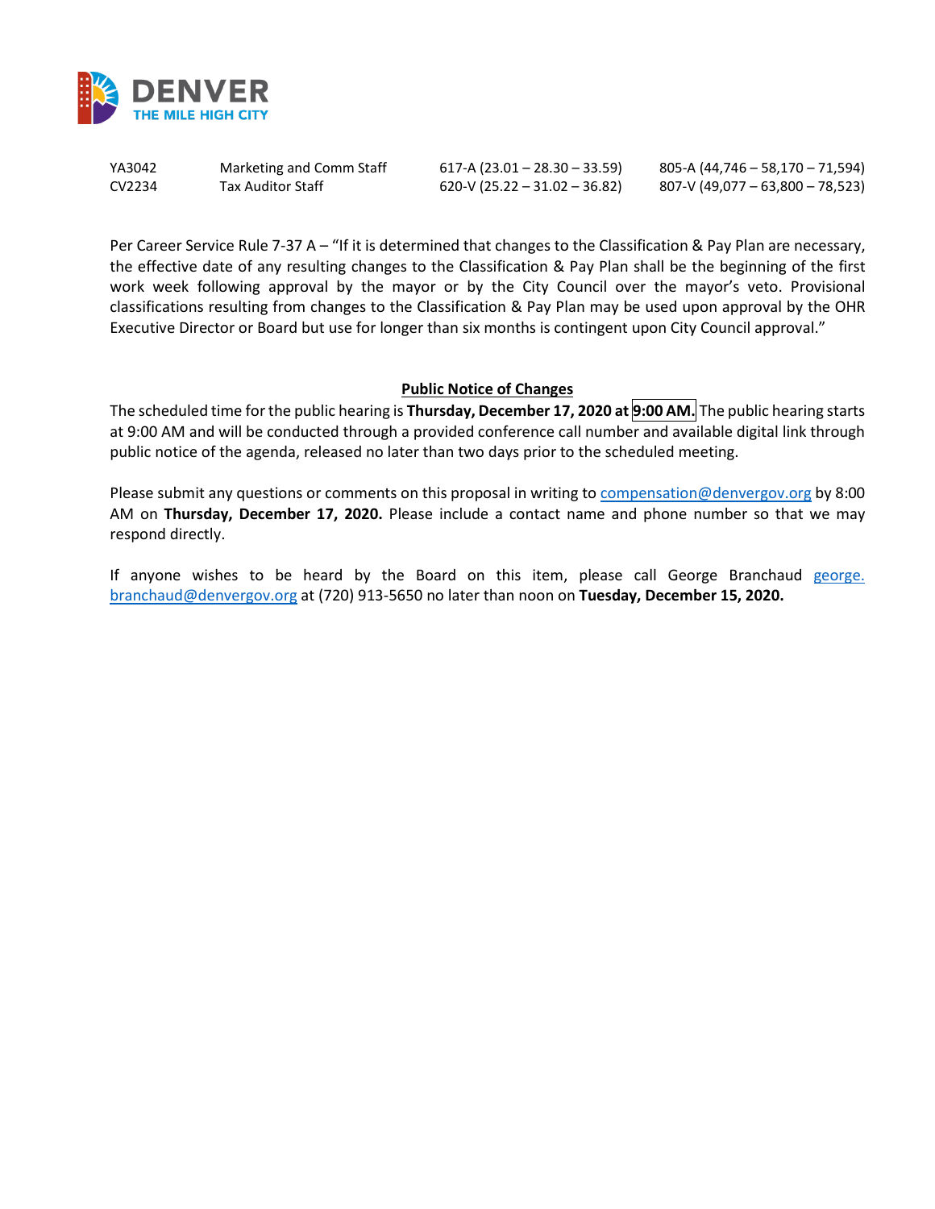| | | | |
|---|---|---|---|
| YA3042 | Marketing and Comm Staff | 617-A (23.01 – 28.30 – 33.59) | 805-A (44,746 – 58,170 – 71,594) |
| CV2234 | Tax Auditor Staff | 620-V (25.22 – 31.02 – 36.82) | 807-V (49,077 – 63,800 – 78,523) |

Per Career Service Rule 7-37 A – "If it is determined that changes to the Classification & Pay Plan are necessary, the effective date of any resulting changes to the Classification & Pay Plan shall be the beginning of the first work week following approval by the mayor or by the City Council over the mayor's veto. Provisional classifications resulting from changes to the Classification & Pay Plan may be used upon approval by the OHR Executive Director or Board but use for longer than six months is contingent upon City Council approval."

**Public Notice of Changes**

The scheduled time for the public hearing is **Thursday, December 17, 2020 at 9:00 AM.** The public hearing starts at 9:00 AM and will be conducted through a provided conference call number and available digital link through public notice of the agenda, released no later than two days prior to the scheduled meeting.

Please submit any questions or comments on this proposal in writing to compensation@denvergov.org by 8:00 AM on **Thursday, December 17, 2020.** Please include a contact name and phone number so that we may respond directly.

If anyone wishes to be heard by the Board on this item, please call George Branchaud george.branchaud@denvergov.org at (720) 913-5650 no later than noon on **Tuesday, December 15, 2020.**